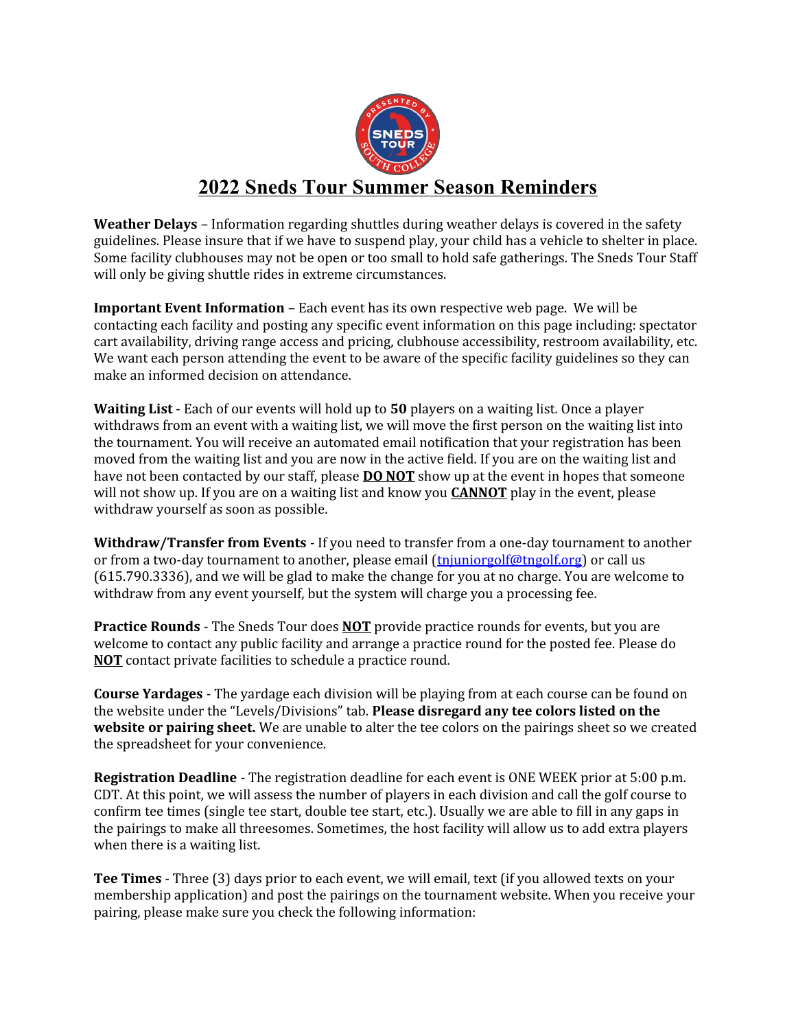# 2022 Sneds Tour Summer Season Reminders

**Weather Delays** – Information regarding shuttles during weather delays is covered in the safety guidelines. Please insure that if we have to suspend play, your child has a vehicle to shelter in place. Some facility clubhouses may not be open or too small to hold safe gatherings. The Sneds Tour Staff will only be giving shuttle rides in extreme circumstances.

**Important Event Information** – Each event has its own respective web page. We will be contacting each facility and posting any specific event information on this page including: spectator cart availability, driving range access and pricing, clubhouse accessibility, restroom availability, etc. We want each person attending the event to be aware of the specific facility guidelines so they can make an informed decision on attendance.

**Waiting List** - Each of our events will hold up to **50** players on a waiting list. Once a player withdraws from an event with a waiting list, we will move the first person on the waiting list into the tournament. You will receive an automated email notification that your registration has been moved from the waiting list and you are now in the active field. If you are on the waiting list and have not been contacted by our staff, please **DO NOT** show up at the event in hopes that someone will not show up. If you are on a waiting list and know you **CANNOT** play in the event, please withdraw yourself as soon as possible.

**Withdraw/Transfer from Events** - If you need to transfer from a one-day tournament to another or from a two-day tournament to another, please email (tnjuniorgolf@tngolf.org) or call us (615.790.3336), and we will be glad to make the change for you at no charge. You are welcome to withdraw from any event yourself, but the system will charge you a processing fee.

**Practice Rounds** - The Sneds Tour does **NOT** provide practice rounds for events, but you are welcome to contact any public facility and arrange a practice round for the posted fee. Please do **NOT** contact private facilities to schedule a practice round.

**Course Yardages** - The yardage each division will be playing from at each course can be found on the website under the "Levels/Divisions" tab. **Please disregard any tee colors listed on the website or pairing sheet.** We are unable to alter the tee colors on the pairings sheet so we created the spreadsheet for your convenience.

**Registration Deadline** - The registration deadline for each event is ONE WEEK prior at 5:00 p.m. CDT. At this point, we will assess the number of players in each division and call the golf course to confirm tee times (single tee start, double tee start, etc.). Usually we are able to fill in any gaps in the pairings to make all threesomes. Sometimes, the host facility will allow us to add extra players when there is a waiting list.

**Tee Times** - Three (3) days prior to each event, we will email, text (if you allowed texts on your membership application) and post the pairings on the tournament website. When you receive your pairing, please make sure you check the following information: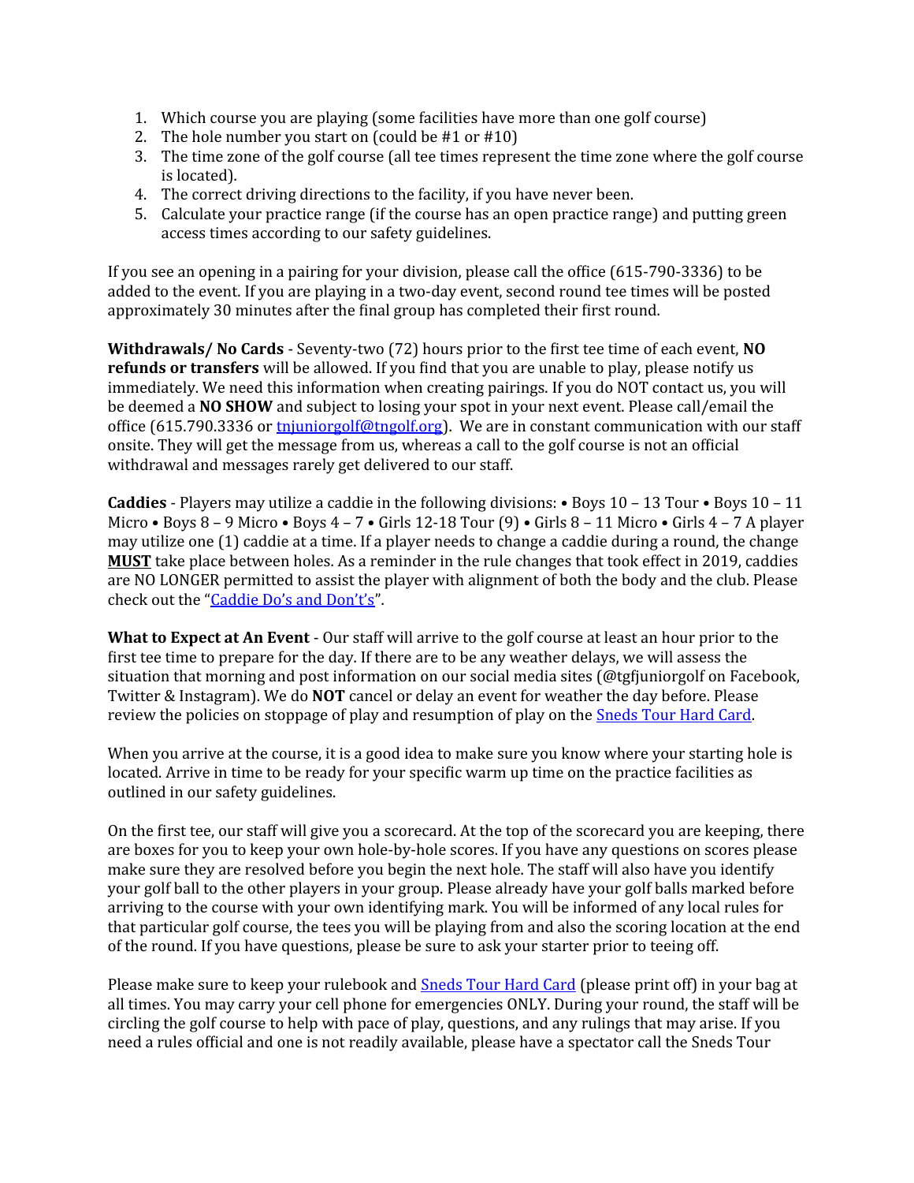1. Which course you are playing (some facilities have more than one golf course)
2. The hole number you start on (could be #1 or #10)
3. The time zone of the golf course (all tee times represent the time zone where the golf course is located).
4. The correct driving directions to the facility, if you have never been.
5. Calculate your practice range (if the course has an open practice range) and putting green access times according to our safety guidelines.

If you see an opening in a pairing for your division, please call the office (615-790-3336) to be added to the event. If you are playing in a two-day event, second round tee times will be posted approximately 30 minutes after the final group has completed their first round.

**Withdrawals/ No Cards** - Seventy-two (72) hours prior to the first tee time of each event, **NO refunds or transfers** will be allowed. If you find that you are unable to play, please notify us immediately. We need this information when creating pairings. If you do NOT contact us, you will be deemed a **NO SHOW** and subject to losing your spot in your next event. Please call/email the office (615.790.3336 or [tnjuniorgolf@tngolf.org](mailto:tnjuniorgolf@tngolf.org)). We are in constant communication with our staff onsite. They will get the message from us, whereas a call to the golf course is not an official withdrawal and messages rarely get delivered to our staff.

**Caddies** - Players may utilize a caddie in the following divisions: • Boys 10 – 13 Tour • Boys 10 – 11 Micro • Boys 8 – 9 Micro • Boys 4 – 7 • Girls 12-18 Tour (9) • Girls 8 – 11 Micro • Girls 4 – 7 A player may utilize one (1) caddie at a time. If a player needs to change a caddie during a round, the change **MUST** take place between holes. As a reminder in the rule changes that took effect in 2019, caddies are NO LONGER permitted to assist the player with alignment of both the body and the club. Please check out the "Caddie Do's and Don't's".

**What to Expect at An Event** - Our staff will arrive to the golf course at least an hour prior to the first tee time to prepare for the day. If there are to be any weather delays, we will assess the situation that morning and post information on our social media sites (@tgfjuniorgolf on Facebook, Twitter & Instagram). We do **NOT** cancel or delay an event for weather the day before. Please review the policies on stoppage of play and resumption of play on the Sneds Tour Hard Card.

When you arrive at the course, it is a good idea to make sure you know where your starting hole is located. Arrive in time to be ready for your specific warm up time on the practice facilities as outlined in our safety guidelines.

On the first tee, our staff will give you a scorecard. At the top of the scorecard you are keeping, there are boxes for you to keep your own hole-by-hole scores. If you have any questions on scores please make sure they are resolved before you begin the next hole. The staff will also have you identify your golf ball to the other players in your group. Please already have your golf balls marked before arriving to the course with your own identifying mark. You will be informed of any local rules for that particular golf course, the tees you will be playing from and also the scoring location at the end of the round. If you have questions, please be sure to ask your starter prior to teeing off.

Please make sure to keep your rulebook and Sneds Tour Hard Card (please print off) in your bag at all times. You may carry your cell phone for emergencies ONLY. During your round, the staff will be circling the golf course to help with pace of play, questions, and any rulings that may arise. If you need a rules official and one is not readily available, please have a spectator call the Sneds Tour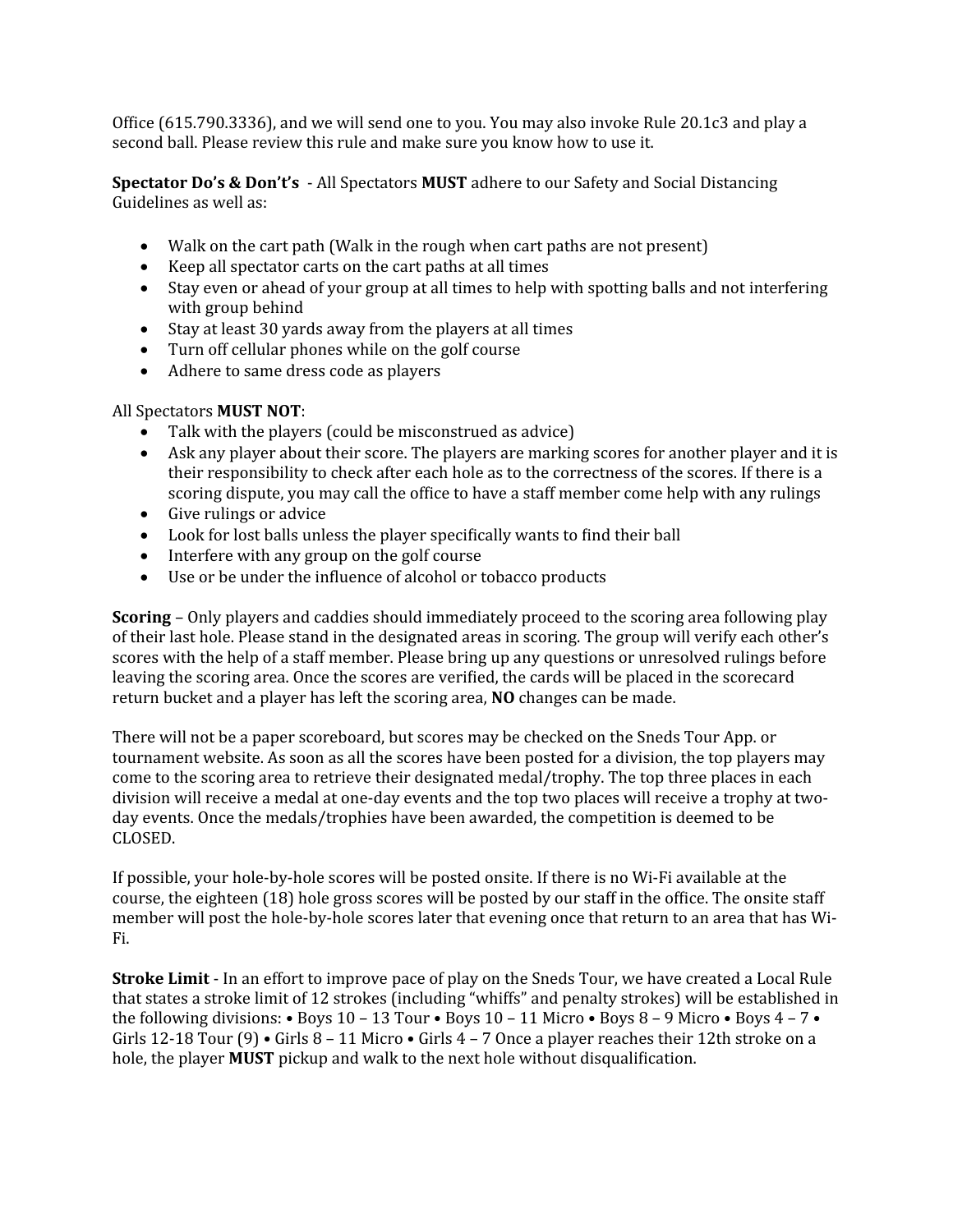Office (615.790.3336), and we will send one to you. You may also invoke Rule 20.1c3 and play a second ball. Please review this rule and make sure you know how to use it.

**Spectator Do's & Don't's** - All Spectators **MUST** adhere to our Safety and Social Distancing Guidelines as well as:

- Walk on the cart path (Walk in the rough when cart paths are not present)
- Keep all spectator carts on the cart paths at all times
- Stay even or ahead of your group at all times to help with spotting balls and not interfering with group behind
- Stay at least 30 yards away from the players at all times
- Turn off cellular phones while on the golf course
- Adhere to same dress code as players

All Spectators **MUST NOT**:

- Talk with the players (could be misconstrued as advice)
- Ask any player about their score. The players are marking scores for another player and it is their responsibility to check after each hole as to the correctness of the scores. If there is a scoring dispute, you may call the office to have a staff member come help with any rulings
- Give rulings or advice
- Look for lost balls unless the player specifically wants to find their ball
- Interfere with any group on the golf course
- Use or be under the influence of alcohol or tobacco products

**Scoring** – Only players and caddies should immediately proceed to the scoring area following play of their last hole. Please stand in the designated areas in scoring. The group will verify each other's scores with the help of a staff member. Please bring up any questions or unresolved rulings before leaving the scoring area. Once the scores are verified, the cards will be placed in the scorecard return bucket and a player has left the scoring area, **NO** changes can be made.

There will not be a paper scoreboard, but scores may be checked on the Sneds Tour App. or tournament website. As soon as all the scores have been posted for a division, the top players may come to the scoring area to retrieve their designated medal/trophy. The top three places in each division will receive a medal at one-day events and the top two places will receive a trophy at two-day events. Once the medals/trophies have been awarded, the competition is deemed to be CLOSED.

If possible, your hole-by-hole scores will be posted onsite. If there is no Wi-Fi available at the course, the eighteen (18) hole gross scores will be posted by our staff in the office. The onsite staff member will post the hole-by-hole scores later that evening once that return to an area that has Wi-Fi.

**Stroke Limit** - In an effort to improve pace of play on the Sneds Tour, we have created a Local Rule that states a stroke limit of 12 strokes (including "whiffs" and penalty strokes) will be established in the following divisions: • Boys 10 – 13 Tour • Boys 10 – 11 Micro • Boys 8 – 9 Micro • Boys 4 – 7 • Girls 12-18 Tour (9) • Girls 8 – 11 Micro • Girls 4 – 7 Once a player reaches their 12th stroke on a hole, the player **MUST** pickup and walk to the next hole without disqualification.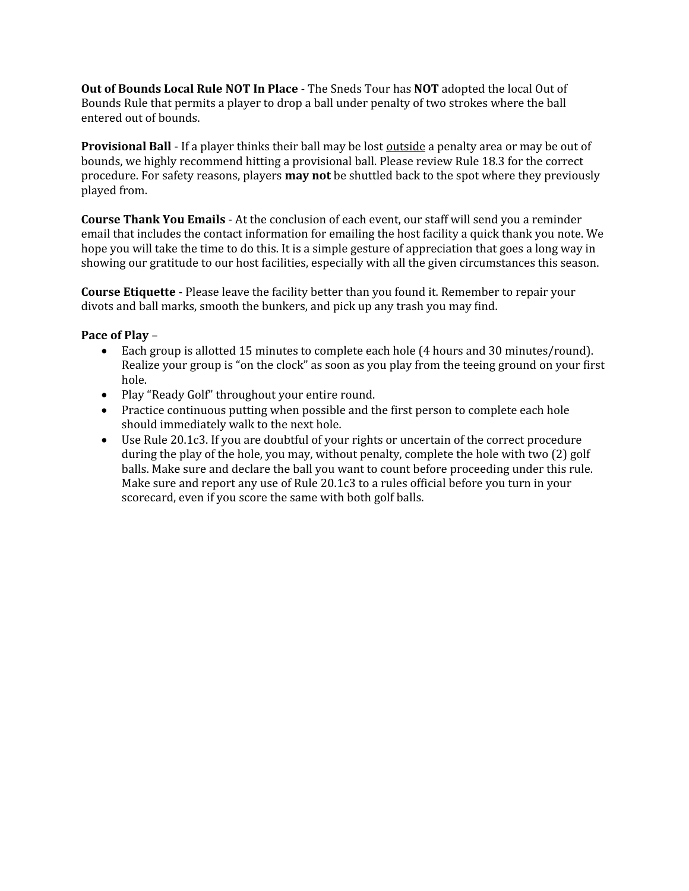**Out of Bounds Local Rule NOT In Place** - The Sneds Tour has **NOT** adopted the local Out of Bounds Rule that permits a player to drop a ball under penalty of two strokes where the ball entered out of bounds.

**Provisional Ball** - If a player thinks their ball may be lost <u>outside</u> a penalty area or may be out of bounds, we highly recommend hitting a provisional ball. Please review Rule 18.3 for the correct procedure. For safety reasons, players **may not** be shuttled back to the spot where they previously played from.

**Course Thank You Emails** - At the conclusion of each event, our staff will send you a reminder email that includes the contact information for emailing the host facility a quick thank you note. We hope you will take the time to do this. It is a simple gesture of appreciation that goes a long way in showing our gratitude to our host facilities, especially with all the given circumstances this season.

**Course Etiquette** - Please leave the facility better than you found it. Remember to repair your divots and ball marks, smooth the bunkers, and pick up any trash you may find.

**Pace of Play** –

- Each group is allotted 15 minutes to complete each hole (4 hours and 30 minutes/round). Realize your group is "on the clock" as soon as you play from the teeing ground on your first hole.
- Play "Ready Golf" throughout your entire round.
- Practice continuous putting when possible and the first person to complete each hole should immediately walk to the next hole.
- Use Rule 20.1c3. If you are doubtful of your rights or uncertain of the correct procedure during the play of the hole, you may, without penalty, complete the hole with two (2) golf balls. Make sure and declare the ball you want to count before proceeding under this rule. Make sure and report any use of Rule 20.1c3 to a rules official before you turn in your scorecard, even if you score the same with both golf balls.